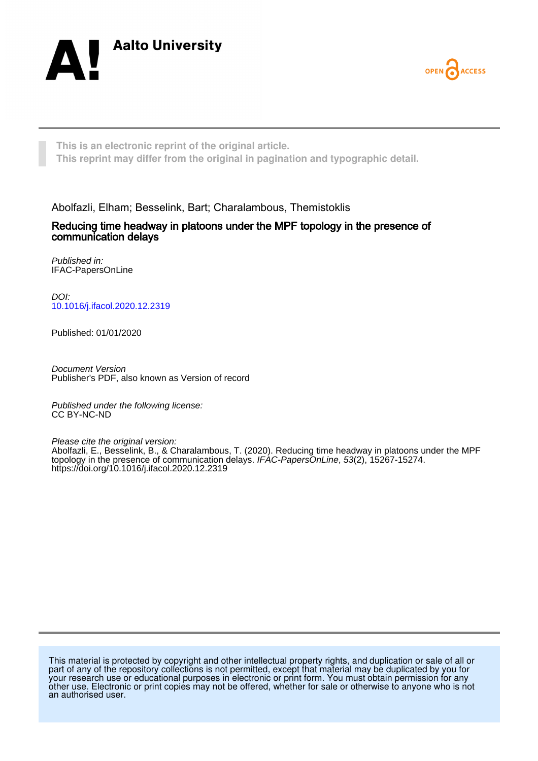Aalto University

OPEN ACCESS

This is an electronic reprint of the original article.
This reprint may differ from the original in pagination and typographic detail.

Abolfazli, Elham; Besselink, Bart; Charalambous, Themistoklis

**Reducing time headway in platoons under the MPF topology in the presence of communication delays**

*Published in:*
IFAC-PapersOnLine

*DOI:*
[10.1016/j.ifacol.2020.12.2319](https://doi.org/10.1016/j.ifacol.2020.12.2319)

Published: 01/01/2020

*Document Version*
Publisher's PDF, also known as Version of record

*Published under the following license:*
CC BY-NC-ND

*Please cite the original version:*
Abolfazli, E., Besselink, B., & Charalambous, T. (2020). Reducing time headway in platoons under the MPF topology in the presence of communication delays. *IFAC-PapersOnLine*, *53*(2), 15267-15274. https://doi.org/10.1016/j.ifacol.2020.12.2319

This material is protected by copyright and other intellectual property rights, and duplication or sale of all or part of any of the repository collections is not permitted, except that material may be duplicated by you for your research use or educational purposes in electronic or print form. You must obtain permission for any other use. Electronic or print copies may not be offered, whether for sale or otherwise to anyone who is not an authorised user.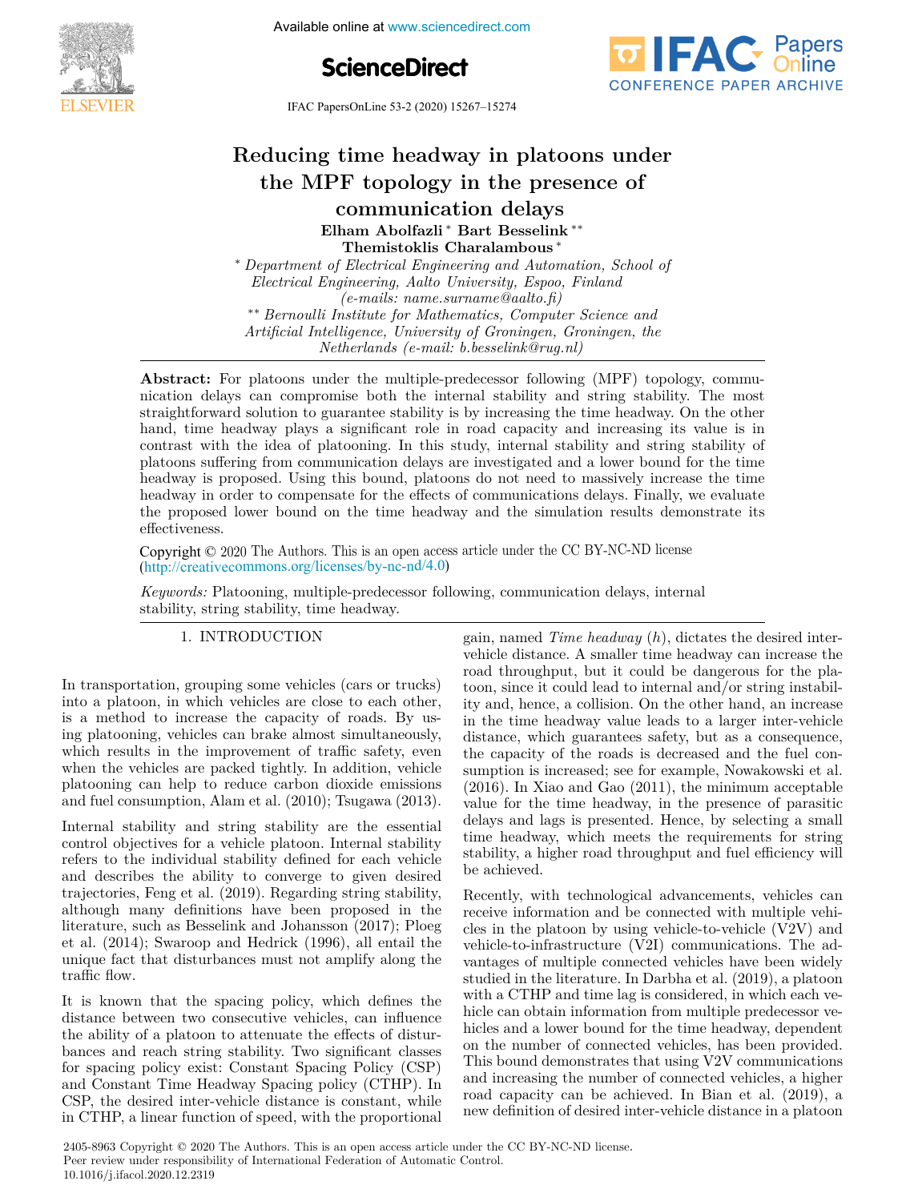# Reducing time headway in platoons under the MPF topology in the presence of communication delays

**Elham Abolfazli** * **Bart Besselink** ** **Themistoklis Charalambous** *

\* *Department of Electrical Engineering and Automation, School of Electrical Engineering, Aalto University, Espoo, Finland (e-mails: name.surname@aalto.fi)*

\*\* *Bernoulli Institute for Mathematics, Computer Science and Artificial Intelligence, University of Groningen, Groningen, the Netherlands (e-mail: b.besselink@rug.nl)*

**Abstract:** For platoons under the multiple-predecessor following (MPF) topology, communication delays can compromise both the internal stability and string stability. The most straightforward solution to guarantee stability is by increasing the time headway. On the other hand, time headway plays a significant role in road capacity and increasing its value is in contrast with the idea of platooning. In this study, internal stability and string stability of platoons suffering from communication delays are investigated and a lower bound for the time headway is proposed. Using this bound, platoons do not need to massively increase the time headway in order to compensate for the effects of communications delays. Finally, we evaluate the proposed lower bound on the time headway and the simulation results demonstrate its effectiveness.

Copyright © 2020 The Authors. This is an open access article under the CC BY-NC-ND license (http://creativecommons.org/licenses/by-nc-nd/4.0)

*Keywords:* Platooning, multiple-predecessor following, communication delays, internal stability, string stability, time headway.

## 1. INTRODUCTION

In transportation, grouping some vehicles (cars or trucks) into a platoon, in which vehicles are close to each other, is a method to increase the capacity of roads. By using platooning, vehicles can brake almost simultaneously, which results in the improvement of traffic safety, even when the vehicles are packed tightly. In addition, vehicle platooning can help to reduce carbon dioxide emissions and fuel consumption, Alam et al. (2010); Tsugawa (2013).

Internal stability and string stability are the essential control objectives for a vehicle platoon. Internal stability refers to the individual stability defined for each vehicle and describes the ability to converge to given desired trajectories, Feng et al. (2019). Regarding string stability, although many definitions have been proposed in the literature, such as Besselink and Johansson (2017); Ploeg et al. (2014); Swaroop and Hedrick (1996), all entail the unique fact that disturbances must not amplify along the traffic flow.

It is known that the spacing policy, which defines the distance between two consecutive vehicles, can influence the ability of a platoon to attenuate the effects of disturbances and reach string stability. Two significant classes for spacing policy exist: Constant Spacing Policy (CSP) and Constant Time Headway Spacing policy (CTHP). In CSP, the desired inter-vehicle distance is constant, while in CTHP, a linear function of speed, with the proportional gain, named *Time headway* ($h$), dictates the desired inter-vehicle distance. A smaller time headway can increase the road throughput, but it could be dangerous for the platoon, since it could lead to internal and/or string instability and, hence, a collision. On the other hand, an increase in the time headway value leads to a larger inter-vehicle distance, which guarantees safety, but as a consequence, the capacity of the roads is decreased and the fuel consumption is increased; see for example, Nowakowski et al. (2016). In Xiao and Gao (2011), the minimum acceptable value for the time headway, in the presence of parasitic delays and lags is presented. Hence, by selecting a small time headway, which meets the requirements for string stability, a higher road throughput and fuel efficiency will be achieved.

Recently, with technological advancements, vehicles can receive information and be connected with multiple vehicles in the platoon by using vehicle-to-vehicle (V2V) and vehicle-to-infrastructure (V2I) communications. The advantages of multiple connected vehicles have been widely studied in the literature. In Darbha et al. (2019), a platoon with a CTHP and time lag is considered, in which each vehicle can obtain information from multiple predecessor vehicles and a lower bound for the time headway, dependent on the number of connected vehicles, has been provided. This bound demonstrates that using V2V communications and increasing the number of connected vehicles, a higher road capacity can be achieved. In Bian et al. (2019), a new definition of desired inter-vehicle distance in a platoon

2405-8963 Copyright © 2020 The Authors. This is an open access article under the CC BY-NC-ND license.
Peer review under responsibility of International Federation of Automatic Control.
10.1016/j.ifacol.2020.12.2319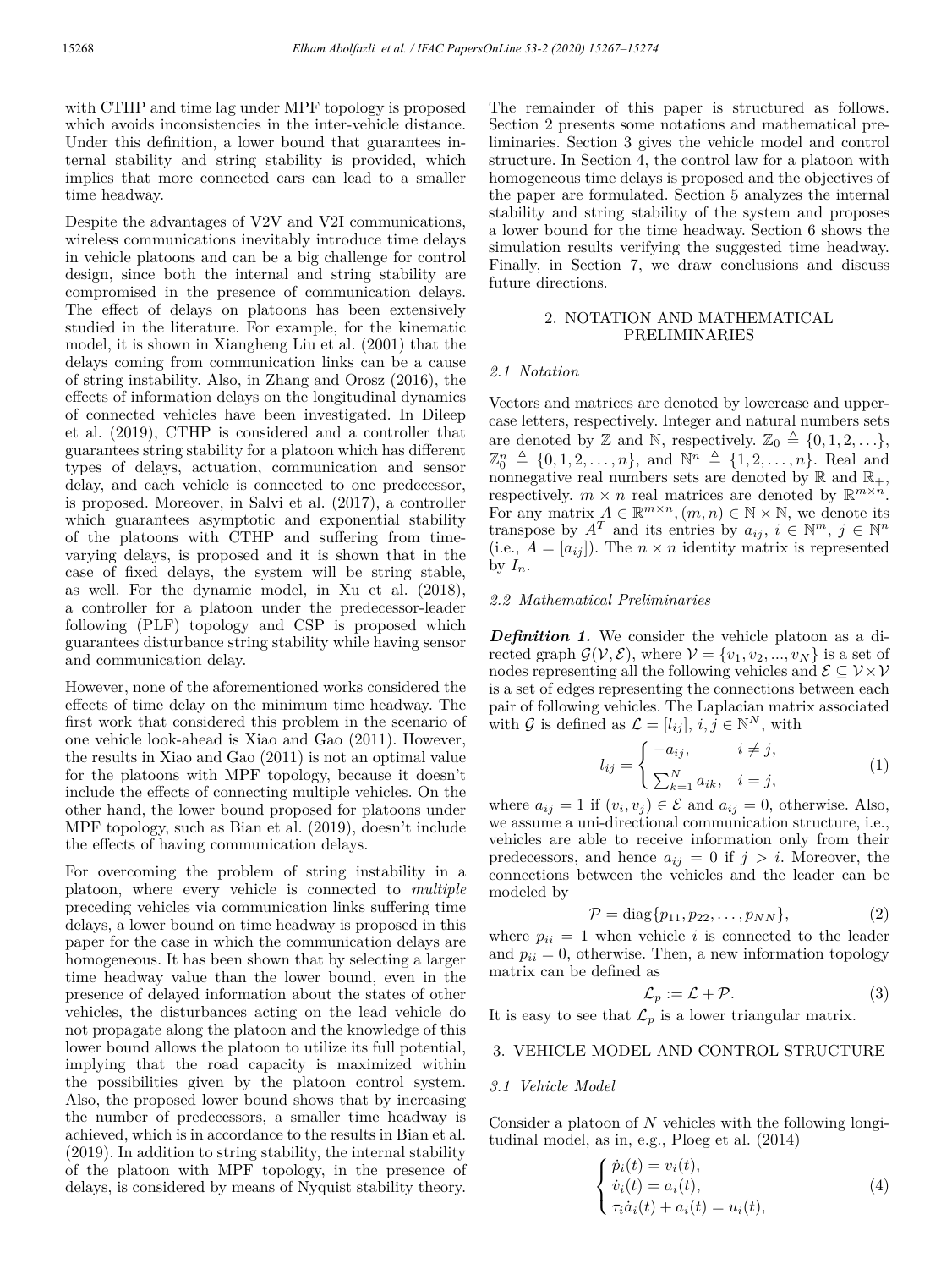with CTHP and time lag under MPF topology is proposed which avoids inconsistencies in the inter-vehicle distance. Under this definition, a lower bound that guarantees internal stability and string stability is provided, which implies that more connected cars can lead to a smaller time headway.

Despite the advantages of V2V and V2I communications, wireless communications inevitably introduce time delays in vehicle platoons and can be a big challenge for control design, since both the internal and string stability are compromised in the presence of communication delays. The effect of delays on platoons has been extensively studied in the literature. For example, for the kinematic model, it is shown in Xiangheng Liu et al. (2001) that the delays coming from communication links can be a cause of string instability. Also, in Zhang and Orosz (2016), the effects of information delays on the longitudinal dynamics of connected vehicles have been investigated. In Dileep et al. (2019), CTHP is considered and a controller that guarantees string stability for a platoon which has different types of delays, actuation, communication and sensor delay, and each vehicle is connected to one predecessor, is proposed. Moreover, in Salvi et al. (2017), a controller which guarantees asymptotic and exponential stability of the platoons with CTHP and suffering from time-varying delays, is proposed and it is shown that in the case of fixed delays, the system will be string stable, as well. For the dynamic model, in Xu et al. (2018), a controller for a platoon under the predecessor-leader following (PLF) topology and CSP is proposed which guarantees disturbance string stability while having sensor and communication delay.

However, none of the aforementioned works considered the effects of time delay on the minimum time headway. The first work that considered this problem in the scenario of one vehicle look-ahead is Xiao and Gao (2011). However, the results in Xiao and Gao (2011) is not an optimal value for the platoons with MPF topology, because it doesn't include the effects of connecting multiple vehicles. On the other hand, the lower bound proposed for platoons under MPF topology, such as Bian et al. (2019), doesn't include the effects of having communication delays.

For overcoming the problem of string instability in a platoon, where every vehicle is connected to *multiple* preceding vehicles via communication links suffering time delays, a lower bound on time headway is proposed in this paper for the case in which the communication delays are homogeneous. It has been shown that by selecting a larger time headway value than the lower bound, even in the presence of delayed information about the states of other vehicles, the disturbances acting on the lead vehicle do not propagate along the platoon and the knowledge of this lower bound allows the platoon to utilize its full potential, implying that the road capacity is maximized within the possibilities given by the platoon control system. Also, the proposed lower bound shows that by increasing the number of predecessors, a smaller time headway is achieved, which is in accordance to the results in Bian et al. (2019). In addition to string stability, the internal stability of the platoon with MPF topology, in the presence of delays, is considered by means of Nyquist stability theory.

The remainder of this paper is structured as follows. Section 2 presents some notations and mathematical preliminaries. Section 3 gives the vehicle model and control structure. In Section 4, the control law for a platoon with homogeneous time delays is proposed and the objectives of the paper are formulated. Section 5 analyzes the internal stability and string stability of the system and proposes a lower bound for the time headway. Section 6 shows the simulation results verifying the suggested time headway. Finally, in Section 7, we draw conclusions and discuss future directions.

## 2. NOTATION AND MATHEMATICAL PRELIMINARIES

### 2.1 Notation

Vectors and matrices are denoted by lowercase and uppercase letters, respectively. Integer and natural numbers sets are denoted by $\mathbb{Z}$ and $\mathbb{N}$, respectively. $\mathbb{Z}_0 \triangleq \{0, 1, 2, \ldots\}$, $\mathbb{Z}_0^n \triangleq \{0, 1, 2, \ldots, n\}$, and $\mathbb{N}^n \triangleq \{1, 2, \ldots, n\}$. Real and nonnegative real numbers sets are denoted by $\mathbb{R}$ and $\mathbb{R}_+$, respectively. $m \times n$ real matrices are denoted by $\mathbb{R}^{m\times n}$. For any matrix $A \in \mathbb{R}^{m\times n}, (m, n) \in \mathbb{N} \times \mathbb{N}$, we denote its transpose by $A^T$ and its entries by $a_{ij}$, $i \in \mathbb{N}^m$, $j \in \mathbb{N}^n$ (i.e., $A = [a_{ij}]$). The $n \times n$ identity matrix is represented by $I_n$.

### 2.2 Mathematical Preliminaries

***Definition 1.*** We consider the vehicle platoon as a directed graph $\mathcal{G}(\mathcal{V}, \mathcal{E})$, where $\mathcal{V} = \{v_1, v_2, ..., v_N\}$ is a set of nodes representing all the following vehicles and $\mathcal{E} \subseteq \mathcal{V}\times\mathcal{V}$ is a set of edges representing the connections between each pair of following vehicles. The Laplacian matrix associated with $\mathcal{G}$ is defined as $\mathcal{L} = [l_{ij}]$, $i, j \in \mathbb{N}^N$, with

$$l_{ij} = \begin{cases} -a_{ij}, & i \neq j, \\ \sum_{k=1}^{N} a_{ik}, & i = j, \end{cases} \tag{1}$$

where $a_{ij} = 1$ if $(v_i, v_j) \in \mathcal{E}$ and $a_{ij} = 0$, otherwise. Also, we assume a uni-directional communication structure, i.e., vehicles are able to receive information only from their predecessors, and hence $a_{ij} = 0$ if $j > i$. Moreover, the connections between the vehicles and the leader can be modeled by

$$\mathcal{P} = \text{diag}\{p_{11}, p_{22}, \ldots, p_{NN}\}, \tag{2}$$

where $p_{ii} = 1$ when vehicle $i$ is connected to the leader and $p_{ii} = 0$, otherwise. Then, a new information topology matrix can be defined as

$$\mathcal{L}_p := \mathcal{L} + \mathcal{P}. \tag{3}$$

It is easy to see that $\mathcal{L}_p$ is a lower triangular matrix.

## 3. VEHICLE MODEL AND CONTROL STRUCTURE

### 3.1 Vehicle Model

Consider a platoon of $N$ vehicles with the following longitudinal model, as in, e.g., Ploeg et al. (2014)

$$\begin{cases} \dot{p}_i(t) = v_i(t), \\ \dot{v}_i(t) = a_i(t), \\ \tau_i \dot{a}_i(t) + a_i(t) = u_i(t), \end{cases} \tag{4}$$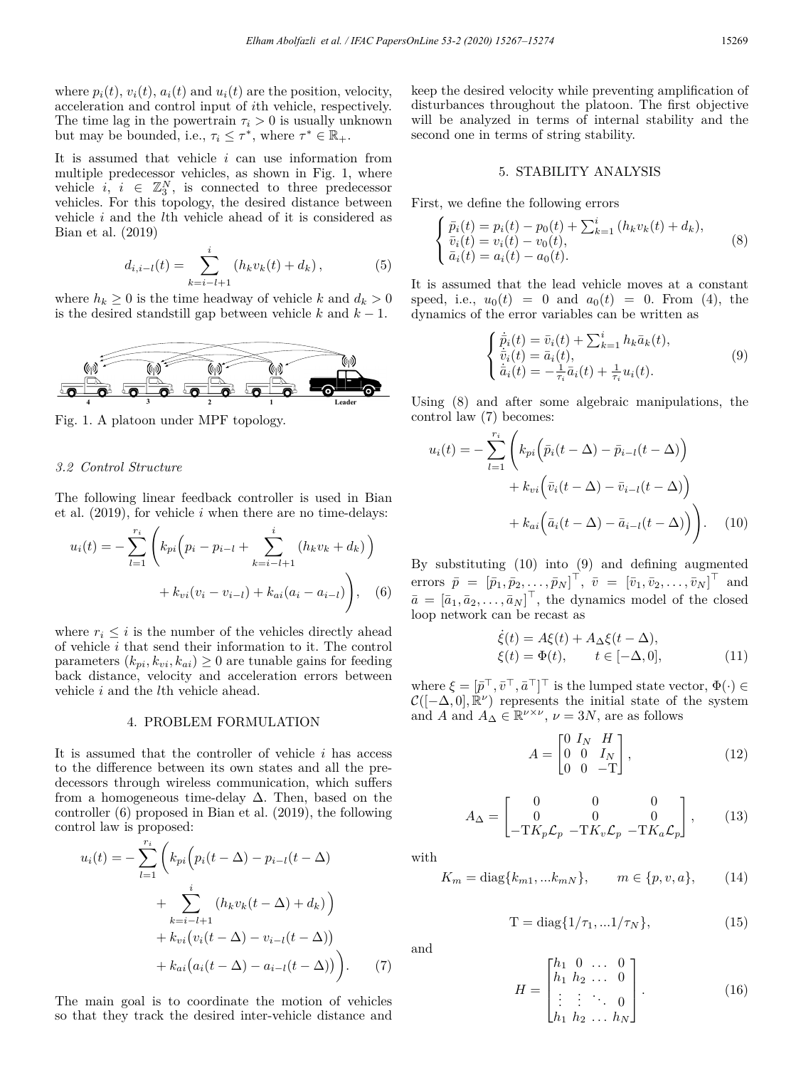where $p_i(t)$, $v_i(t)$, $a_i(t)$ and $u_i(t)$ are the position, velocity, acceleration and control input of $i$th vehicle, respectively. The time lag in the powertrain $\tau_i > 0$ is usually unknown but may be bounded, i.e., $\tau_i \leq \tau^*$, where $\tau^* \in \mathbb{R}_+$.

It is assumed that vehicle $i$ can use information from multiple predecessor vehicles, as shown in Fig. 1, where vehicle $i$, $i \in \mathbb{Z}_3^N$, is connected to three predecessor vehicles. For this topology, the desired distance between vehicle $i$ and the $l$th vehicle ahead of it is considered as Bian et al. (2019)

$$d_{i,i-l}(t) = \sum_{k=i-l+1}^{i} (h_k v_k(t) + d_k), \tag{5}$$

where $h_k \geq 0$ is the time headway of vehicle $k$ and $d_k > 0$ is the desired standstill gap between vehicle $k$ and $k-1$.

Fig. 1. A platoon under MPF topology.

### 3.2 Control Structure

The following linear feedback controller is used in Bian et al. (2019), for vehicle $i$ when there are no time-delays:

$$u_i(t) = -\sum_{l=1}^{r_i} \Bigg( k_{pi}\Big(p_i - p_{i-l} + \sum_{k=i-l+1}^{i} (h_k v_k + d_k)\Big) + k_{vi}(v_i - v_{i-l}) + k_{ai}(a_i - a_{i-l}) \Bigg), \tag{6}$$

where $r_i \leq i$ is the number of the vehicles directly ahead of vehicle $i$ that send their information to it. The control parameters $(k_{pi}, k_{vi}, k_{ai}) \geq 0$ are tunable gains for feeding back distance, velocity and acceleration errors between vehicle $i$ and the $l$th vehicle ahead.

## 4. PROBLEM FORMULATION

It is assumed that the controller of vehicle $i$ has access to the difference between its own states and all the predecessors through wireless communication, which suffers from a homogeneous time-delay $\Delta$. Then, based on the controller (6) proposed in Bian et al. (2019), the following control law is proposed:

$$\begin{aligned} u_i(t) = -\sum_{l=1}^{r_i} \Bigg( & k_{pi}\Big(p_i(t-\Delta) - p_{i-l}(t-\Delta) \\ & + \sum_{k=i-l+1}^{i} (h_k v_k(t-\Delta) + d_k)\Big) \\ & + k_{vi}\big(v_i(t-\Delta) - v_{i-l}(t-\Delta)\big) \\ & + k_{ai}\big(a_i(t-\Delta) - a_{i-l}(t-\Delta)\big)\Bigg). \end{aligned} \tag{7}$$

The main goal is to coordinate the motion of vehicles so that they track the desired inter-vehicle distance and keep the desired velocity while preventing amplification of disturbances throughout the platoon. The first objective will be analyzed in terms of internal stability and the second one in terms of string stability.

## 5. STABILITY ANALYSIS

First, we define the following errors

$$\begin{cases} \bar{p}_i(t) = p_i(t) - p_0(t) + \sum_{k=1}^{i} (h_k v_k(t) + d_k), \\ \bar{v}_i(t) = v_i(t) - v_0(t), \\ \bar{a}_i(t) = a_i(t) - a_0(t). \end{cases} \tag{8}$$

It is assumed that the lead vehicle moves at a constant speed, i.e., $u_0(t) = 0$ and $a_0(t) = 0$. From (4), the dynamics of the error variables can be written as

$$\begin{cases} \dot{\bar{p}}_i(t) = \bar{v}_i(t) + \sum_{k=1}^{i} h_k \bar{a}_k(t), \\ \dot{\bar{v}}_i(t) = \bar{a}_i(t), \\ \dot{\bar{a}}_i(t) = -\frac{1}{\tau_i}\bar{a}_i(t) + \frac{1}{\tau_i}u_i(t). \end{cases} \tag{9}$$

Using (8) and after some algebraic manipulations, the control law (7) becomes:

$$\begin{aligned} u_i(t) = -\sum_{l=1}^{r_i} \Bigg( & k_{pi}\Big(\bar{p}_i(t-\Delta) - \bar{p}_{i-l}(t-\Delta)\Big) \\ & + k_{vi}\Big(\bar{v}_i(t-\Delta) - \bar{v}_{i-l}(t-\Delta)\Big) \\ & + k_{ai}\Big(\bar{a}_i(t-\Delta) - \bar{a}_{i-l}(t-\Delta)\Big)\Bigg). \end{aligned} \tag{10}$$

By substituting (10) into (9) and defining augmented errors $\bar{p} = [\bar{p}_1, \bar{p}_2, \ldots, \bar{p}_N]^\top$, $\bar{v} = [\bar{v}_1, \bar{v}_2, \ldots, \bar{v}_N]^\top$ and $\bar{a} = [\bar{a}_1, \bar{a}_2, \ldots, \bar{a}_N]^\top$, the dynamics model of the closed loop network can be recast as

$$\begin{aligned} &\dot{\xi}(t) = A\xi(t) + A_\Delta \xi(t-\Delta), \\ &\xi(t) = \Phi(t), \qquad t \in [-\Delta, 0], \end{aligned} \tag{11}$$

where $\xi = [\bar{p}^\top, \bar{v}^\top, \bar{a}^\top]^\top$ is the lumped state vector, $\Phi(\cdot) \in \mathcal{C}([-\Delta, 0], \mathbb{R}^\nu)$ represents the initial state of the system and $A$ and $A_\Delta \in \mathbb{R}^{\nu \times \nu}$, $\nu = 3N$, are as follows

$$A = \begin{bmatrix} 0 & I_N & H \\ 0 & 0 & I_N \\ 0 & 0 & -\mathrm{T} \end{bmatrix}, \tag{12}$$

$$A_\Delta = \begin{bmatrix} 0 & 0 & 0 \\ 0 & 0 & 0 \\ -\mathrm{T}K_p\mathcal{L}_p & -\mathrm{T}K_v\mathcal{L}_p & -\mathrm{T}K_a\mathcal{L}_p \end{bmatrix}, \tag{13}$$

with

$$K_m = \mathrm{diag}\{k_{m1}, \ldots k_{mN}\}, \qquad m \in \{p, v, a\}, \tag{14}$$

$$\mathrm{T} = \mathrm{diag}\{1/\tau_1, \ldots 1/\tau_N\}, \tag{15}$$

and

$$H = \begin{bmatrix} h_1 & 0 & \ldots & 0 \\ h_1 & h_2 & \ldots & 0 \\ \vdots & \vdots & \ddots & 0 \\ h_1 & h_2 & \ldots & h_N \end{bmatrix}. \tag{16}$$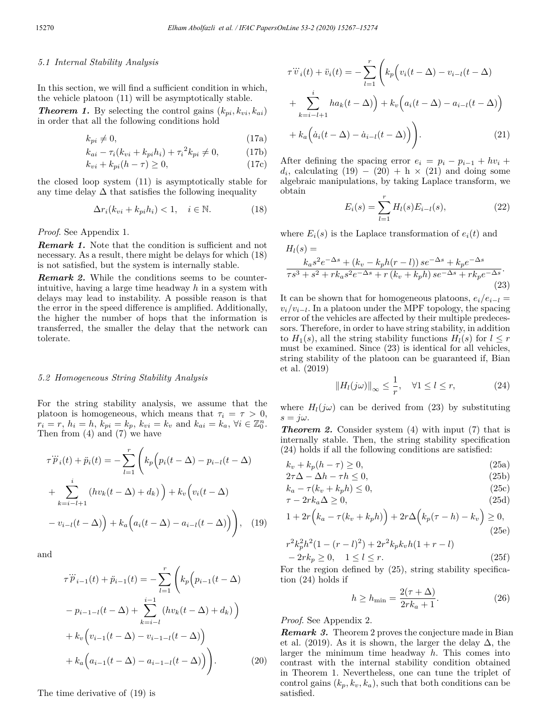### 5.1 Internal Stability Analysis

In this section, we will find a sufficient condition in which, the vehicle platoon (11) will be asymptotically stable.

***Theorem 1.*** By selecting the control gains $(k_{pi}, k_{vi}, k_{ai})$ in order that all the following conditions hold

$$k_{pi} \neq 0, \tag{17a}$$

$$k_{ai} - \tau_i(k_{vi} + k_{pi}h_i) + \tau_i^2 k_{pi} \neq 0, \tag{17b}$$

$$k_{vi} + k_{pi}(h - \tau) \geq 0, \tag{17c}$$

the closed loop system (11) is asymptotically stable for any time delay $\Delta$ that satisfies the following inequality

$$\Delta r_i(k_{vi} + k_{pi}h_i) < 1, \quad i \in \mathbb{N}. \tag{18}$$

*Proof.* See Appendix 1.

***Remark 1.*** Note that the condition is sufficient and not necessary. As a result, there might be delays for which (18) is not satisfied, but the system is internally stable.

***Remark 2.*** While the conditions seems to be counter-intuitive, having a large time headway $h$ in a system with delays may lead to instability. A possible reason is that the error in the speed difference is amplified. Additionally, the higher the number of hops that the information is transferred, the smaller the delay that the network can tolerate.

### 5.2 Homogeneous String Stability Analysis

For the string stability analysis, we assume that the platoon is homogeneous, which means that $\tau_i = \tau > 0$, $r_i = r$, $h_i = h$, $k_{pi} = k_p$, $k_{vi} = k_v$ and $k_{ai} = k_a$, $\forall i \in \mathbb{Z}_0^n$. Then from (4) and (7) we have

$$\tau \dddot{p}_i(t) + \ddot{p}_i(t) = -\sum_{l=1}^{r}\Bigg(k_p\Big(p_i(t-\Delta) - p_{i-l}(t-\Delta) + \sum_{k=i-l+1}^{i}(hv_k(t-\Delta) + d_k)\Big) + k_v\Big(v_i(t-\Delta) - v_{i-l}(t-\Delta)\Big) + k_a\Big(a_i(t-\Delta) - a_{i-l}(t-\Delta)\Big)\Bigg), \tag{19}$$

and

$$\tau \dddot{p}_{i-1}(t) + \ddot{p}_{i-1}(t) = -\sum_{l=1}^{r}\Bigg(k_p\Big(p_{i-1}(t-\Delta) - p_{i-1-l}(t-\Delta) + \sum_{k=i-l}^{i-1}(hv_k(t-\Delta) + d_k)\Big) + k_v\Big(v_{i-1}(t-\Delta) - v_{i-1-l}(t-\Delta)\Big) + k_a\Big(a_{i-1}(t-\Delta) - a_{i-1-l}(t-\Delta)\Big)\Bigg). \tag{20}$$

The time derivative of (19) is

$$\tau \dddot{v}_i(t) + \ddot{v}_i(t) = -\sum_{l=1}^{r}\Bigg(k_p\Big(v_i(t-\Delta) - v_{i-l}(t-\Delta) + \sum_{k=i-l+1}^{i} ha_k(t-\Delta)\Big) + k_v\Big(a_i(t-\Delta) - a_{i-l}(t-\Delta)\Big) + k_a\Big(\dot{a}_i(t-\Delta) - \dot{a}_{i-l}(t-\Delta)\Big)\Bigg). \tag{21}$$

After defining the spacing error $e_i = p_i - p_{i-1} + hv_i + d_i$, calculating (19) − (20) + h × (21) and doing some algebraic manipulations, by taking Laplace transform, we obtain

$$E_i(s) = \sum_{l=1}^{r} H_l(s)E_{i-l}(s), \tag{22}$$

where $E_i(s)$ is the Laplace transformation of $e_i(t)$ and

$$H_l(s) = \frac{k_a s^2 e^{-\Delta s} + (k_v - k_p h(r-l))\, s e^{-\Delta s} + k_p e^{-\Delta s}}{\tau s^3 + s^2 + r k_a s^2 e^{-\Delta s} + r\,(k_v + k_p h)\, s e^{-\Delta s} + r k_p e^{-\Delta s}}. \tag{23}$$

It can be shown that for homogeneous platoons, $e_i/e_{i-l} = v_i/v_{i-l}$. In a platoon under the MPF topology, the spacing error of the vehicles are affected by their multiple predecessors. Therefore, in order to have string stability, in addition to $H_1(s)$, all the string stability functions $H_l(s)$ for $l \leq r$ must be examined. Since (23) is identical for all vehicles, string stability of the platoon can be guaranteed if, Bian et al. (2019)

$$\|H_l(j\omega)\|_\infty \leq \frac{1}{r}, \quad \forall 1 \leq l \leq r, \tag{24}$$

where $H_l(j\omega)$ can be derived from (23) by substituting $s = j\omega$.

***Theorem 2.*** Consider system (4) with input (7) that is internally stable. Then, the string stability specification (24) holds if all the following conditions are satisfied:

$$k_v + k_p(h - \tau) \geq 0, \tag{25a}$$

$$2\tau\Delta - \Delta h - \tau h \leq 0, \tag{25b}$$

$$k_a - \tau(k_v + k_p h) \leq 0, \tag{25c}$$

$$\tau - 2rk_a\Delta \geq 0, \tag{25d}$$

$$1 + 2r\Big(k_a - \tau(k_v + k_p h)\Big) + 2r\Delta\Big(k_p(\tau - h) - k_v\Big) \geq 0, \tag{25e}$$

$$r^2k_p^2h^2(1 - (r-l)^2) + 2r^2k_pk_vh(1 + r - l) - 2rk_p \geq 0, \quad 1 \leq l \leq r. \tag{25f}$$

For the region defined by (25), string stability specification (24) holds if

$$h \geq h_{\min} = \frac{2(\tau + \Delta)}{2rk_a + 1}. \tag{26}$$

*Proof.* See Appendix 2.

***Remark 3.*** Theorem 2 proves the conjecture made in Bian et al. (2019). As it is shown, the larger the delay $\Delta$, the larger the minimum time headway $h$. This comes into contrast with the internal stability condition obtained in Theorem 1. Nevertheless, one can tune the triplet of control gains $(k_p, k_v, k_a)$, such that both conditions can be satisfied.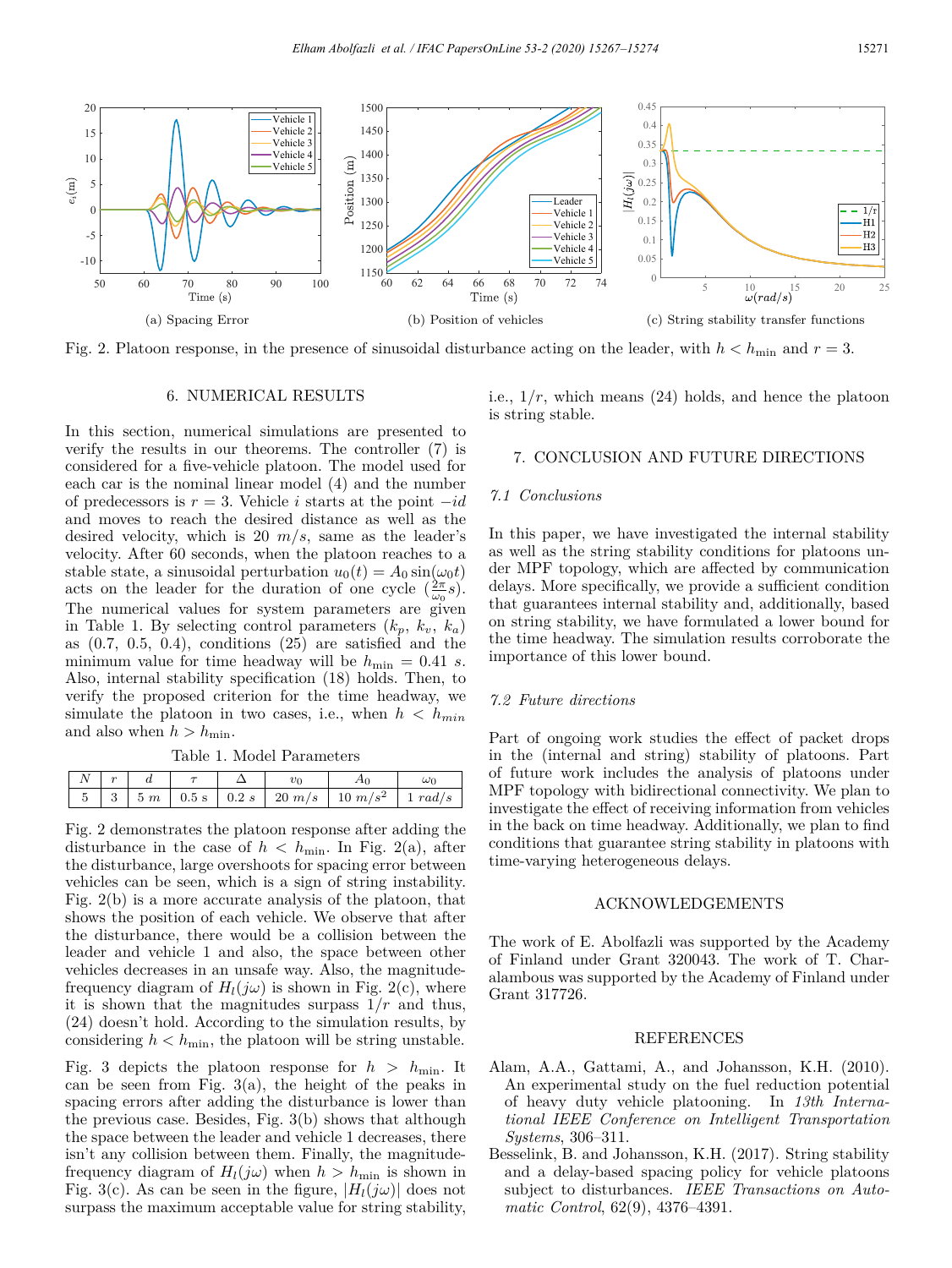(a) Spacing Error

(b) Position of vehicles

(c) String stability transfer functions

Fig. 2. Platoon response, in the presence of sinusoidal disturbance acting on the leader, with $h < h_{\min}$ and $r = 3$.

## 6. NUMERICAL RESULTS

In this section, numerical simulations are presented to verify the results in our theorems. The controller (7) is considered for a five-vehicle platoon. The model used for each car is the nominal linear model (4) and the number of predecessors is $r = 3$. Vehicle $i$ starts at the point $-id$ and moves to reach the desired distance as well as the desired velocity, which is 20 $m/s$, same as the leader's velocity. After 60 seconds, when the platoon reaches to a stable state, a sinusoidal perturbation $u_0(t) = A_0 \sin(\omega_0 t)$ acts on the leader for the duration of one cycle ($\frac{2\pi}{\omega_0} s$). The numerical values for system parameters are given in Table 1. By selecting control parameters ($k_p$, $k_v$, $k_a$) as (0.7, 0.5, 0.4), conditions (25) are satisfied and the minimum value for time headway will be $h_{\min} = 0.41$ $s$. Also, internal stability specification (18) holds. Then, to verify the proposed criterion for the time headway, we simulate the platoon in two cases, i.e., when $h < h_{min}$ and also when $h > h_{\min}$.

Table 1. Model Parameters

| $N$ | $r$ | $d$ | $\tau$ | $\Delta$ | $v_0$ | $A_0$ | $\omega_0$ |
|---|---|---|---|---|---|---|---|
| 5 | 3 | 5 $m$ | 0.5 s | 0.2 $s$ | 20 $m/s$ | 10 $m/s^2$ | 1 $rad/s$ |

Fig. 2 demonstrates the platoon response after adding the disturbance in the case of $h < h_{\min}$. In Fig. 2(a), after the disturbance, large overshoots for spacing error between vehicles can be seen, which is a sign of string instability. Fig. 2(b) is a more accurate analysis of the platoon, that shows the position of each vehicle. We observe that after the disturbance, there would be a collision between the leader and vehicle 1 and also, the space between other vehicles decreases in an unsafe way. Also, the magnitude-frequency diagram of $H_l(j\omega)$ is shown in Fig. 2(c), where it is shown that the magnitudes surpass $1/r$ and thus, (24) doesn't hold. According to the simulation results, by considering $h < h_{\min}$, the platoon will be string unstable.

Fig. 3 depicts the platoon response for $h > h_{\min}$. It can be seen from Fig. 3(a), the height of the peaks in spacing errors after adding the disturbance is lower than the previous case. Besides, Fig. 3(b) shows that although the space between the leader and vehicle 1 decreases, there isn't any collision between them. Finally, the magnitude-frequency diagram of $H_l(j\omega)$ when $h > h_{\min}$ is shown in Fig. 3(c). As can be seen in the figure, $|H_l(j\omega)|$ does not surpass the maximum acceptable value for string stability, i.e., $1/r$, which means (24) holds, and hence the platoon is string stable.

## 7. CONCLUSION AND FUTURE DIRECTIONS

### 7.1 Conclusions

In this paper, we have investigated the internal stability as well as the string stability conditions for platoons under MPF topology, which are affected by communication delays. More specifically, we provide a sufficient condition that guarantees internal stability and, additionally, based on string stability, we have formulated a lower bound for the time headway. The simulation results corroborate the importance of this lower bound.

### 7.2 Future directions

Part of ongoing work studies the effect of packet drops in the (internal and string) stability of platoons. Part of future work includes the analysis of platoons under MPF topology with bidirectional connectivity. We plan to investigate the effect of receiving information from vehicles in the back on time headway. Additionally, we plan to find conditions that guarantee string stability in platoons with time-varying heterogeneous delays.

## ACKNOWLEDGEMENTS

The work of E. Abolfazli was supported by the Academy of Finland under Grant 320043. The work of T. Charalambous was supported by the Academy of Finland under Grant 317726.

## REFERENCES

Alam, A.A., Gattami, A., and Johansson, K.H. (2010). An experimental study on the fuel reduction potential of heavy duty vehicle platooning. In *13th International IEEE Conference on Intelligent Transportation Systems*, 306–311.

Besselink, B. and Johansson, K.H. (2017). String stability and a delay-based spacing policy for vehicle platoons subject to disturbances. *IEEE Transactions on Automatic Control*, 62(9), 4376–4391.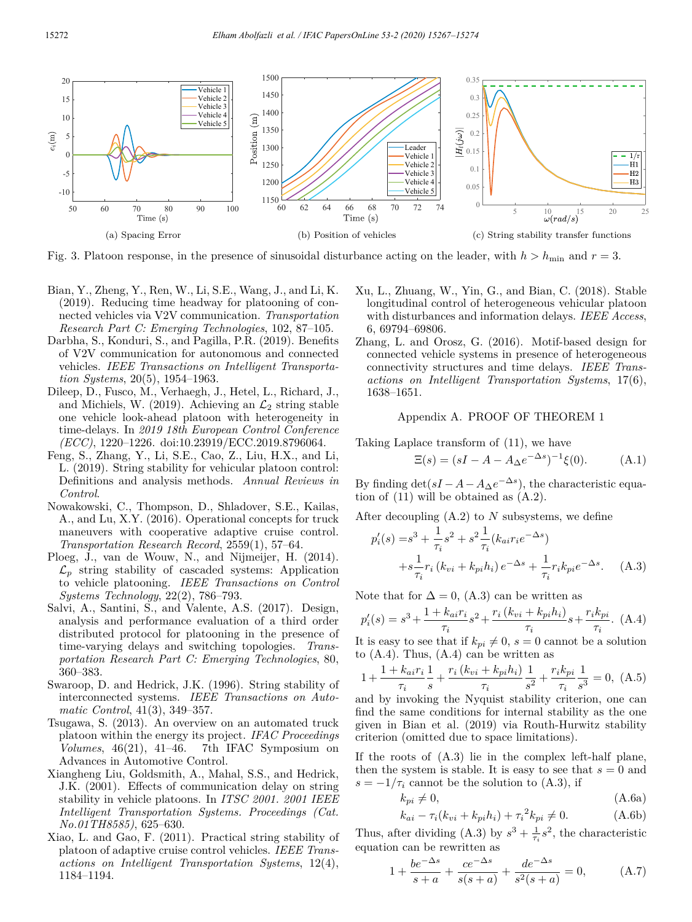(a) Spacing Error

(b) Position of vehicles

(c) String stability transfer functions

Fig. 3. Platoon response, in the presence of sinusoidal disturbance acting on the leader, with $h > h_{\min}$ and $r = 3$.

Bian, Y., Zheng, Y., Ren, W., Li, S.E., Wang, J., and Li, K. (2019). Reducing time headway for platooning of connected vehicles via V2V communication. *Transportation Research Part C: Emerging Technologies*, 102, 87–105.

Darbha, S., Konduri, S., and Pagilla, P.R. (2019). Benefits of V2V communication for autonomous and connected vehicles. *IEEE Transactions on Intelligent Transportation Systems*, 20(5), 1954–1963.

Dileep, D., Fusco, M., Verhaegh, J., Hetel, L., Richard, J., and Michiels, W. (2019). Achieving an $\mathcal{L}_2$ string stable one vehicle look-ahead platoon with heterogeneity in time-delays. In *2019 18th European Control Conference (ECC)*, 1220–1226. doi:10.23919/ECC.2019.8796064.

Feng, S., Zhang, Y., Li, S.E., Cao, Z., Liu, H.X., and Li, L. (2019). String stability for vehicular platoon control: Definitions and analysis methods. *Annual Reviews in Control*.

Nowakowski, C., Thompson, D., Shladover, S.E., Kailas, A., and Lu, X.Y. (2016). Operational concepts for truck maneuvers with cooperative adaptive cruise control. *Transportation Research Record*, 2559(1), 57–64.

Ploeg, J., van de Wouw, N., and Nijmeijer, H. (2014). $\mathcal{L}_p$ string stability of cascaded systems: Application to vehicle platooning. *IEEE Transactions on Control Systems Technology*, 22(2), 786–793.

Salvi, A., Santini, S., and Valente, A.S. (2017). Design, analysis and performance evaluation of a third order distributed protocol for platooning in the presence of time-varying delays and switching topologies. *Transportation Research Part C: Emerging Technologies*, 80, 360–383.

Swaroop, D. and Hedrick, J.K. (1996). String stability of interconnected systems. *IEEE Transactions on Automatic Control*, 41(3), 349–357.

Tsugawa, S. (2013). An overview on an automated truck platoon within the energy its project. *IFAC Proceedings Volumes*, 46(21), 41–46. 7th IFAC Symposium on Advances in Automotive Control.

Xiangheng Liu, Goldsmith, A., Mahal, S.S., and Hedrick, J.K. (2001). Effects of communication delay on string stability in vehicle platoons. In *ITSC 2001. 2001 IEEE Intelligent Transportation Systems. Proceedings (Cat. No.01TH8585)*, 625–630.

Xiao, L. and Gao, F. (2011). Practical string stability of platoon of adaptive cruise control vehicles. *IEEE Transactions on Intelligent Transportation Systems*, 12(4), 1184–1194.

Xu, L., Zhuang, W., Yin, G., and Bian, C. (2018). Stable longitudinal control of heterogeneous vehicular platoon with disturbances and information delays. *IEEE Access*, 6, 69794–69806.

Zhang, L. and Orosz, G. (2016). Motif-based design for connected vehicle systems in presence of heterogeneous connectivity structures and time delays. *IEEE Transactions on Intelligent Transportation Systems*, 17(6), 1638–1651.

## Appendix A. PROOF OF THEOREM 1

Taking Laplace transform of (11), we have

$$\Xi(s) = (sI - A - A_{\Delta}e^{-\Delta s})^{-1}\xi(0). \tag{A.1}$$

By finding $\det(sI - A - A_{\Delta}e^{-\Delta s})$, the characteristic equation of (11) will be obtained as (A.2).

After decoupling (A.2) to $N$ subsystems, we define

$$p_i'(s) = s^3 + \frac{1}{\tau_i}s^2 + s^2\frac{1}{\tau_i}(k_{ai}r_i e^{-\Delta s}) + s\frac{1}{\tau_i}r_i\left(k_{vi} + k_{pi}h_i\right)e^{-\Delta s} + \frac{1}{\tau_i}r_i k_{pi}e^{-\Delta s}. \tag{A.3}$$

Note that for $\Delta = 0$, (A.3) can be written as

$$p_i'(s) = s^3 + \frac{1 + k_{ai}r_i}{\tau_i}s^2 + \frac{r_i\left(k_{vi} + k_{pi}h_i\right)}{\tau_i}s + \frac{r_i k_{pi}}{\tau_i}. \tag{A.4}$$

It is easy to see that if $k_{pi} \neq 0$, $s = 0$ cannot be a solution to (A.4). Thus, (A.4) can be written as

$$1 + \frac{1 + k_{ai}r_i}{\tau_i}\frac{1}{s} + \frac{r_i\left(k_{vi} + k_{pi}h_i\right)}{\tau_i}\frac{1}{s^2} + \frac{r_i k_{pi}}{\tau_i}\frac{1}{s^3} = 0, \tag{A.5}$$

and by invoking the Nyquist stability criterion, one can find the same conditions for internal stability as the one given in Bian et al. (2019) via Routh-Hurwitz stability criterion (omitted due to space limitations).

If the roots of (A.3) lie in the complex left-half plane, then the system is stable. It is easy to see that $s = 0$ and $s = -1/\tau_i$ cannot be the solution to (A.3), if

$$k_{pi} \neq 0, \tag{A.6a}$$

$$k_{ai} - \tau_i(k_{vi} + k_{pi}h_i) + \tau_i^2 k_{pi} \neq 0. \tag{A.6b}$$

Thus, after dividing (A.3) by $s^3 + \frac{1}{\tau_i}s^2$, the characteristic equation can be rewritten as

$$1 + \frac{be^{-\Delta s}}{s + a} + \frac{ce^{-\Delta s}}{s(s + a)} + \frac{de^{-\Delta s}}{s^2(s + a)} = 0, \tag{A.7}$$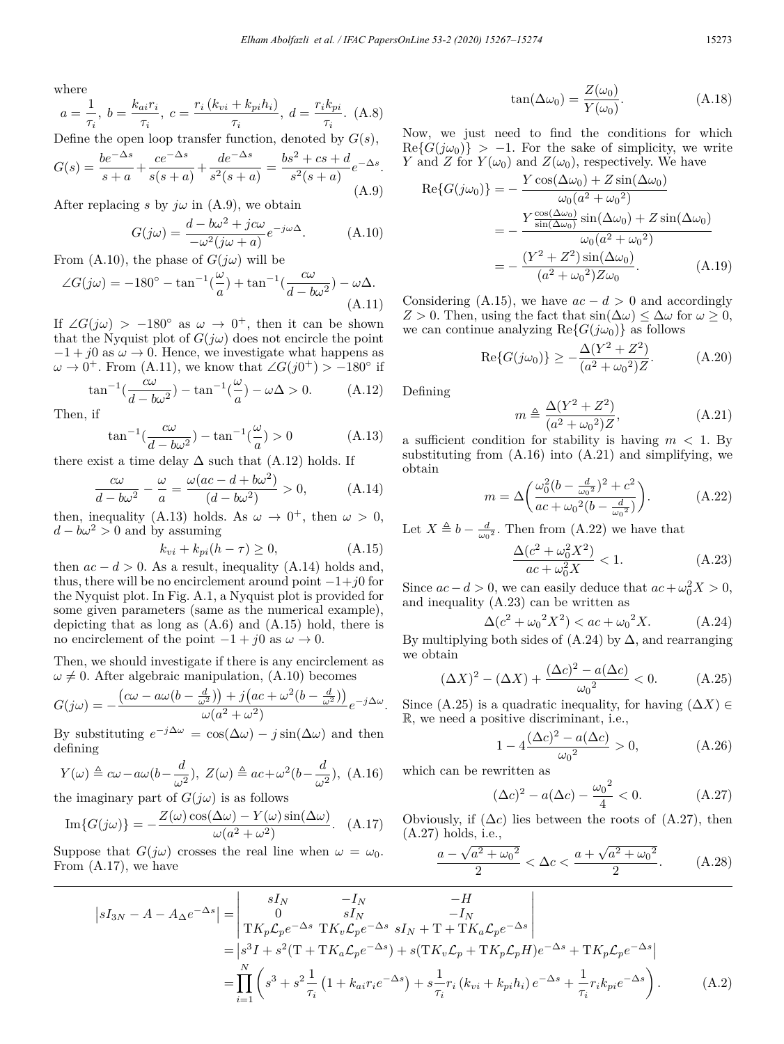where

$$a = \frac{1}{\tau_i},\; b = \frac{k_{ai} r_i}{\tau_i},\; c = \frac{r_i\left(k_{vi} + k_{pi} h_i\right)}{\tau_i},\; d = \frac{r_i k_{pi}}{\tau_i}. \quad \text{(A.8)}$$

Define the open loop transfer function, denoted by $G(s)$,

$$G(s) = \frac{b e^{-\Delta s}}{s+a} + \frac{c e^{-\Delta s}}{s(s+a)} + \frac{d e^{-\Delta s}}{s^2(s+a)} = \frac{b s^2 + c s + d}{s^2(s+a)} e^{-\Delta s}. \quad \text{(A.9)}$$

After replacing $s$ by $j\omega$ in (A.9), we obtain

$$G(j\omega) = \frac{d - b\omega^2 + jc\omega}{-\omega^2(j\omega + a)} e^{-j\omega\Delta}. \quad \text{(A.10)}$$

From (A.10), the phase of $G(j\omega)$ will be

$$\angle G(j\omega) = -180^\circ - \tan^{-1}\left(\frac{\omega}{a}\right) + \tan^{-1}\left(\frac{c\omega}{d - b\omega^2}\right) - \omega\Delta. \quad \text{(A.11)}$$

If $\angle G(j\omega) > -180^\circ$ as $\omega \to 0^+$, then it can be shown that the Nyquist plot of $G(j\omega)$ does not encircle the point $-1 + j0$ as $\omega \to 0$. Hence, we investigate what happens as $\omega \to 0^+$. From (A.11), we know that $\angle G(j0^+) > -180^\circ$ if

$$\tan^{-1}\left(\frac{c\omega}{d - b\omega^2}\right) - \tan^{-1}\left(\frac{\omega}{a}\right) - \omega\Delta > 0. \quad \text{(A.12)}$$

Then, if

$$\tan^{-1}\left(\frac{c\omega}{d - b\omega^2}\right) - \tan^{-1}\left(\frac{\omega}{a}\right) > 0 \quad \text{(A.13)}$$

there exist a time delay $\Delta$ such that (A.12) holds. If

$$\frac{c\omega}{d - b\omega^2} - \frac{\omega}{a} = \frac{\omega(ac - d + b\omega^2)}{(d - b\omega^2)} > 0, \quad \text{(A.14)}$$

then, inequality (A.13) holds. As $\omega \to 0^+$, then $\omega > 0$, $d - b\omega^2 > 0$ and by assuming

$$k_{vi} + k_{pi}(h - \tau) \geq 0, \quad \text{(A.15)}$$

then $ac - d > 0$. As a result, inequality (A.14) holds and, thus, there will be no encirclement around point $-1 + j0$ for the Nyquist plot. In Fig. A.1, a Nyquist plot is provided for some given parameters (same as the numerical example), depicting that as long as (A.6) and (A.15) hold, there is no encirclement of the point $-1 + j0$ as $\omega \to 0$.

Then, we should investigate if there is any encirclement as $\omega \neq 0$. After algebraic manipulation, (A.10) becomes

$$G(j\omega) = -\frac{\left(c\omega - a\omega(b - \frac{d}{\omega^2})\right) + j\left(ac + \omega^2(b - \frac{d}{\omega^2})\right)}{\omega(a^2 + \omega^2)} e^{-j\Delta\omega}.$$

By substituting $e^{-j\Delta\omega} = \cos(\Delta\omega) - j\sin(\Delta\omega)$ and then defining

$$Y(\omega) \triangleq c\omega - a\omega\left(b - \frac{d}{\omega^2}\right),\; Z(\omega) \triangleq ac + \omega^2\left(b - \frac{d}{\omega^2}\right), \quad \text{(A.16)}$$

the imaginary part of $G(j\omega)$ is as follows

$$\mathrm{Im}\{G(j\omega)\} = -\frac{Z(\omega)\cos(\Delta\omega) - Y(\omega)\sin(\Delta\omega)}{\omega(a^2 + \omega^2)}. \quad \text{(A.17)}$$

Suppose that $G(j\omega)$ crosses the real line when $\omega = \omega_0$. From (A.17), we have

$$\tan(\Delta\omega_0) = \frac{Z(\omega_0)}{Y(\omega_0)}. \quad \text{(A.18)}$$

Now, we just need to find the conditions for which $\mathrm{Re}\{G(j\omega_0)\} > -1$. For the sake of simplicity, we write $Y$ and $Z$ for $Y(\omega_0)$ and $Z(\omega_0)$, respectively. We have

$$\begin{aligned}
\mathrm{Re}\{G(j\omega_0)\} &= -\frac{Y\cos(\Delta\omega_0) + Z\sin(\Delta\omega_0)}{\omega_0(a^2 + \omega_0^2)} \\
&= -\frac{Y\frac{\cos(\Delta\omega_0)}{\sin(\Delta\omega_0)}\sin(\Delta\omega_0) + Z\sin(\Delta\omega_0)}{\omega_0(a^2 + \omega_0^2)} \\
&= -\frac{(Y^2 + Z^2)\sin(\Delta\omega_0)}{(a^2 + \omega_0^2)Z\omega_0}.
\end{aligned} \quad \text{(A.19)}$$

Considering (A.15), we have $ac - d > 0$ and accordingly $Z > 0$. Then, using the fact that $\sin(\Delta\omega) \leq \Delta\omega$ for $\omega \geq 0$, we can continue analyzing $\mathrm{Re}\{G(j\omega_0)\}$ as follows

$$\mathrm{Re}\{G(j\omega_0)\} \geq -\frac{\Delta(Y^2 + Z^2)}{(a^2 + \omega_0^2)Z}. \quad \text{(A.20)}$$

Defining

$$m \triangleq \frac{\Delta(Y^2 + Z^2)}{(a^2 + \omega_0^2)Z}, \quad \text{(A.21)}$$

a sufficient condition for stability is having $m < 1$. By substituting from (A.16) into (A.21) and simplifying, we obtain

$$m = \Delta\left(\frac{\omega_0^2(b - \frac{d}{\omega_0^2})^2 + c^2}{ac + \omega_0^2(b - \frac{d}{\omega_0^2})}\right). \quad \text{(A.22)}$$

Let $X \triangleq b - \frac{d}{\omega_0^2}$. Then from (A.22) we have that

$$\frac{\Delta(c^2 + \omega_0^2 X^2)}{ac + \omega_0^2 X} < 1. \quad \text{(A.23)}$$

Since $ac - d > 0$, we can easily deduce that $ac + \omega_0^2 X > 0$, and inequality (A.23) can be written as

$$\Delta(c^2 + {\omega_0}^2 X^2) < ac + {\omega_0}^2 X. \quad \text{(A.24)}$$

By multiplying both sides of (A.24) by $\Delta$, and rearranging we obtain

$$(\Delta X)^2 - (\Delta X) + \frac{(\Delta c)^2 - a(\Delta c)}{{\omega_0}^2} < 0. \quad \text{(A.25)}$$

Since (A.25) is a quadratic inequality, for having $(\Delta X) \in \mathbb{R}$, we need a positive discriminant, i.e.,

$$1 - 4\frac{(\Delta c)^2 - a(\Delta c)}{{\omega_0}^2} > 0, \quad \text{(A.26)}$$

which can be rewritten as

$$(\Delta c)^2 - a(\Delta c) - \frac{{\omega_0}^2}{4} < 0. \quad \text{(A.27)}$$

Obviously, if $(\Delta c)$ lies between the roots of (A.27), then (A.27) holds, i.e.,

$$\frac{a - \sqrt{a^2 + {\omega_0}^2}}{2} < \Delta c < \frac{a + \sqrt{a^2 + {\omega_0}^2}}{2}. \quad \text{(A.28)}$$

---

$$\begin{aligned}
\left|sI_{3N} - A - A_\Delta e^{-\Delta s}\right| &= \begin{vmatrix} sI_N & -I_N & -H \\ 0 & sI_N & -I_N \\ \mathrm{T}K_p\mathcal{L}_p e^{-\Delta s} & \mathrm{T}K_v\mathcal{L}_p e^{-\Delta s} & sI_N + \mathrm{T} + \mathrm{T}K_a\mathcal{L}_p e^{-\Delta s} \end{vmatrix} \\
&= \left|s^3 I + s^2(\mathrm{T} + \mathrm{T}K_a\mathcal{L}_p e^{-\Delta s}) + s(\mathrm{T}K_v\mathcal{L}_p + \mathrm{T}K_p\mathcal{L}_p H)e^{-\Delta s} + \mathrm{T}K_p\mathcal{L}_p e^{-\Delta s}\right| \\
&= \prod_{i=1}^{N}\left(s^3 + s^2\frac{1}{\tau_i}\left(1 + k_{ai} r_i e^{-\Delta s}\right) + s\frac{1}{\tau_i} r_i\left(k_{vi} + k_{pi} h_i\right)e^{-\Delta s} + \frac{1}{\tau_i} r_i k_{pi} e^{-\Delta s}\right).
\end{aligned} \quad \text{(A.2)}$$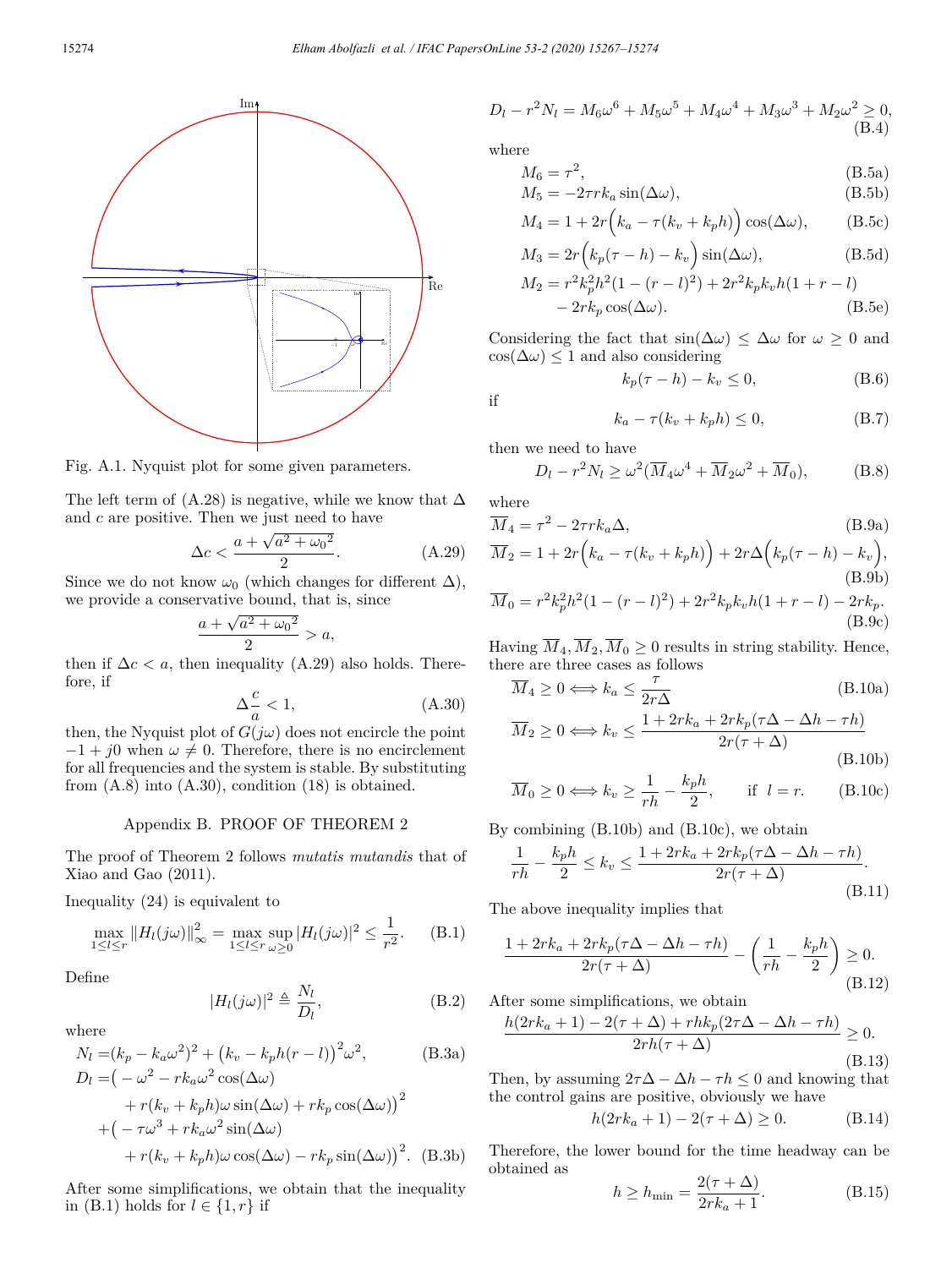Im

Re

Fig. A.1. Nyquist plot for some given parameters.

The left term of (A.28) is negative, while we know that $\Delta$ and $c$ are positive. Then we just need to have

$$\Delta c < \frac{a + \sqrt{a^2 + \omega_0{}^2}}{2}. \tag{A.29}$$

Since we do not know $\omega_0$ (which changes for different $\Delta$), we provide a conservative bound, that is, since

$$\frac{a + \sqrt{a^2 + \omega_0{}^2}}{2} > a,$$

then if $\Delta c < a$, then inequality (A.29) also holds. Therefore, if

$$\Delta \frac{c}{a} < 1, \tag{A.30}$$

then, the Nyquist plot of $G(j\omega)$ does not encircle the point $-1 + j0$ when $\omega \neq 0$. Therefore, there is no encirclement for all frequencies and the system is stable. By substituting from (A.8) into (A.30), condition (18) is obtained.

## Appendix B. PROOF OF THEOREM 2

The proof of Theorem 2 follows *mutatis mutandis* that of Xiao and Gao (2011).

Inequality (24) is equivalent to

$$\max_{1 \le l \le r} \|H_l(j\omega)\|_\infty^2 = \max_{1 \le l \le r} \sup_{\omega \ge 0} |H_l(j\omega)|^2 \le \frac{1}{r^2}. \tag{B.1}$$

Define

$$|H_l(j\omega)|^2 \triangleq \frac{N_l}{D_l}, \tag{B.2}$$

where

$$N_l = (k_p - k_a\omega^2)^2 + \big(k_v - k_p h(r-l)\big)^2\omega^2, \tag{B.3a}$$

$$\begin{aligned} D_l = &\big(-\omega^2 - rk_a\omega^2\cos(\Delta\omega) \\ &+ r(k_v + k_p h)\omega\sin(\Delta\omega) + rk_p\cos(\Delta\omega)\big)^2 \\ &+ \big(-\tau\omega^3 + rk_a\omega^2\sin(\Delta\omega) \\ &+ r(k_v + k_p h)\omega\cos(\Delta\omega) - rk_p\sin(\Delta\omega)\big)^2. \end{aligned} \tag{B.3b}$$

After some simplifications, we obtain that the inequality in (B.1) holds for $l \in \{1, r\}$ if

$$D_l - r^2 N_l = M_6\omega^6 + M_5\omega^5 + M_4\omega^4 + M_3\omega^3 + M_2\omega^2 \ge 0, \tag{B.4}$$

where

$$M_6 = \tau^2, \tag{B.5a}$$

$$M_5 = -2\tau rk_a\sin(\Delta\omega), \tag{B.5b}$$

$$M_4 = 1 + 2r\Big(k_a - \tau(k_v + k_p h)\Big)\cos(\Delta\omega), \tag{B.5c}$$

$$M_3 = 2r\Big(k_p(\tau - h) - k_v\Big)\sin(\Delta\omega), \tag{B.5d}$$

$$\begin{aligned} M_2 = &r^2k_p^2h^2(1 - (r-l)^2) + 2r^2k_pk_vh(1 + r - l) \\ &- 2rk_p\cos(\Delta\omega). \end{aligned} \tag{B.5e}$$

Considering the fact that $\sin(\Delta\omega) \le \Delta\omega$ for $\omega \ge 0$ and $\cos(\Delta\omega) \le 1$ and also considering

$$k_p(\tau - h) - k_v \le 0, \tag{B.6}$$

if

$$k_a - \tau(k_v + k_p h) \le 0, \tag{B.7}$$

then we need to have

$$D_l - r^2N_l \ge \omega^2(\overline{M}_4\omega^4 + \overline{M}_2\omega^2 + \overline{M}_0), \tag{B.8}$$

where

$$\overline{M}_4 = \tau^2 - 2\tau rk_a\Delta, \tag{B.9a}$$

$$\overline{M}_2 = 1 + 2r\Big(k_a - \tau(k_v + k_p h)\Big) + 2r\Delta\Big(k_p(\tau - h) - k_v\Big), \tag{B.9b}$$

$$\overline{M}_0 = r^2k_p^2h^2(1 - (r-l)^2) + 2r^2k_pk_vh(1 + r - l) - 2rk_p. \tag{B.9c}$$

Having $\overline{M}_4, \overline{M}_2, \overline{M}_0 \ge 0$ results in string stability. Hence, there are three cases as follows

$$\overline{M}_4 \ge 0 \Longleftrightarrow k_a \le \frac{\tau}{2r\Delta} \tag{B.10a}$$

$$\overline{M}_2 \ge 0 \Longleftrightarrow k_v \le \frac{1 + 2rk_a + 2rk_p(\tau\Delta - \Delta h - \tau h)}{2r(\tau + \Delta)} \tag{B.10b}$$

$$\overline{M}_0 \ge 0 \Longleftrightarrow k_v \ge \frac{1}{rh} - \frac{k_p h}{2}, \qquad \text{if} \;\; l = r. \tag{B.10c}$$

By combining (B.10b) and (B.10c), we obtain

$$\frac{1}{rh} - \frac{k_p h}{2} \le k_v \le \frac{1 + 2rk_a + 2rk_p(\tau\Delta - \Delta h - \tau h)}{2r(\tau + \Delta)}. \tag{B.11}$$

The above inequality implies that

$$\frac{1 + 2rk_a + 2rk_p(\tau\Delta - \Delta h - \tau h)}{2r(\tau + \Delta)} - \left(\frac{1}{rh} - \frac{k_p h}{2}\right) \ge 0. \tag{B.12}$$

After some simplifications, we obtain

$$\frac{h(2rk_a + 1) - 2(\tau + \Delta) + rhk_p(2\tau\Delta - \Delta h - \tau h)}{2rh(\tau + \Delta)} \ge 0. \tag{B.13}$$

Then, by assuming $2\tau\Delta - \Delta h - \tau h \le 0$ and knowing that the control gains are positive, obviously we have

$$h(2rk_a + 1) - 2(\tau + \Delta) \ge 0. \tag{B.14}$$

Therefore, the lower bound for the time headway can be obtained as

$$h \ge h_{\min} = \frac{2(\tau + \Delta)}{2rk_a + 1}. \tag{B.15}$$